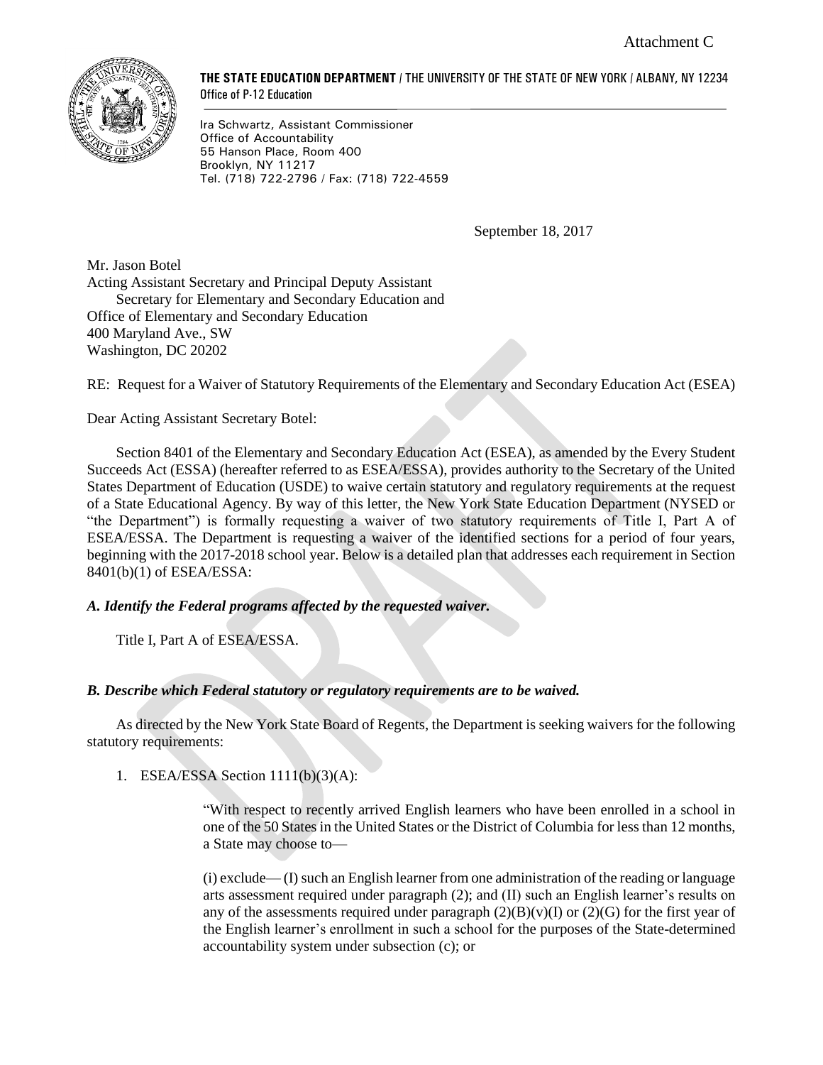Attachment C

**THE STATE EDUCATION DEPARTMENT** / THE UNIVERSITY OF THE STATE OF NEW YORK / ALBANY, NY 12234
Office of P-12 Education

Ira Schwartz, Assistant Commissioner
Office of Accountability
55 Hanson Place, Room 400
Brooklyn, NY 11217
Tel. (718) 722-2796 / Fax: (718) 722-4559

September 18, 2017

Mr. Jason Botel
Acting Assistant Secretary and Principal Deputy Assistant
Secretary for Elementary and Secondary Education and
Office of Elementary and Secondary Education
400 Maryland Ave., SW
Washington, DC 20202

RE: Request for a Waiver of Statutory Requirements of the Elementary and Secondary Education Act (ESEA)

Dear Acting Assistant Secretary Botel:

Section 8401 of the Elementary and Secondary Education Act (ESEA), as amended by the Every Student Succeeds Act (ESSA) (hereafter referred to as ESEA/ESSA), provides authority to the Secretary of the United States Department of Education (USDE) to waive certain statutory and regulatory requirements at the request of a State Educational Agency. By way of this letter, the New York State Education Department (NYSED or "the Department") is formally requesting a waiver of two statutory requirements of Title I, Part A of ESEA/ESSA. The Department is requesting a waiver of the identified sections for a period of four years, beginning with the 2017-2018 school year. Below is a detailed plan that addresses each requirement in Section 8401(b)(1) of ESEA/ESSA:

***A. Identify the Federal programs affected by the requested waiver.***

Title I, Part A of ESEA/ESSA.

***B. Describe which Federal statutory or regulatory requirements are to be waived.***

As directed by the New York State Board of Regents, the Department is seeking waivers for the following statutory requirements:

1. ESEA/ESSA Section 1111(b)(3)(A):

> "With respect to recently arrived English learners who have been enrolled in a school in one of the 50 States in the United States or the District of Columbia for less than 12 months, a State may choose to—
>
> (i) exclude— (I) such an English learner from one administration of the reading or language arts assessment required under paragraph (2); and (II) such an English learner's results on any of the assessments required under paragraph (2)(B)(v)(I) or (2)(G) for the first year of the English learner's enrollment in such a school for the purposes of the State-determined accountability system under subsection (c); or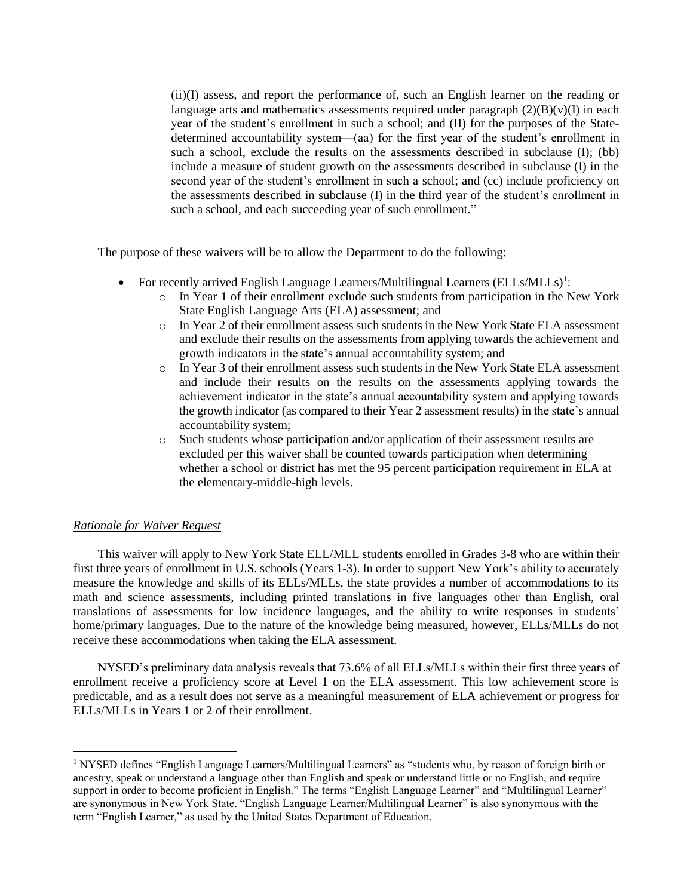> (ii)(I) assess, and report the performance of, such an English learner on the reading or language arts and mathematics assessments required under paragraph (2)(B)(v)(I) in each year of the student's enrollment in such a school; and (II) for the purposes of the State-determined accountability system—(aa) for the first year of the student's enrollment in such a school, exclude the results on the assessments described in subclause (I); (bb) include a measure of student growth on the assessments described in subclause (I) in the second year of the student's enrollment in such a school; and (cc) include proficiency on the assessments described in subclause (I) in the third year of the student's enrollment in such a school, and each succeeding year of such enrollment."

The purpose of these waivers will be to allow the Department to do the following:

- For recently arrived English Language Learners/Multilingual Learners (ELLs/MLLs)[1]:
  - In Year 1 of their enrollment exclude such students from participation in the New York State English Language Arts (ELA) assessment; and
  - In Year 2 of their enrollment assess such students in the New York State ELA assessment and exclude their results on the assessments from applying towards the achievement and growth indicators in the state's annual accountability system; and
  - In Year 3 of their enrollment assess such students in the New York State ELA assessment and include their results on the results on the assessments applying towards the achievement indicator in the state's annual accountability system and applying towards the growth indicator (as compared to their Year 2 assessment results) in the state's annual accountability system;
  - Such students whose participation and/or application of their assessment results are excluded per this waiver shall be counted towards participation when determining whether a school or district has met the 95 percent participation requirement in ELA at the elementary-middle-high levels.

*Rationale for Waiver Request*

This waiver will apply to New York State ELL/MLL students enrolled in Grades 3-8 who are within their first three years of enrollment in U.S. schools (Years 1-3). In order to support New York's ability to accurately measure the knowledge and skills of its ELLs/MLLs, the state provides a number of accommodations to its math and science assessments, including printed translations in five languages other than English, oral translations of assessments for low incidence languages, and the ability to write responses in students' home/primary languages. Due to the nature of the knowledge being measured, however, ELLs/MLLs do not receive these accommodations when taking the ELA assessment.

NYSED's preliminary data analysis reveals that 73.6% of all ELLs/MLLs within their first three years of enrollment receive a proficiency score at Level 1 on the ELA assessment. This low achievement score is predictable, and as a result does not serve as a meaningful measurement of ELA achievement or progress for ELLs/MLLs in Years 1 or 2 of their enrollment.

---

[1] NYSED defines "English Language Learners/Multilingual Learners" as "students who, by reason of foreign birth or ancestry, speak or understand a language other than English and speak or understand little or no English, and require support in order to become proficient in English." The terms "English Language Learner" and "Multilingual Learner" are synonymous in New York State. "English Language Learner/Multilingual Learner" is also synonymous with the term "English Learner," as used by the United States Department of Education.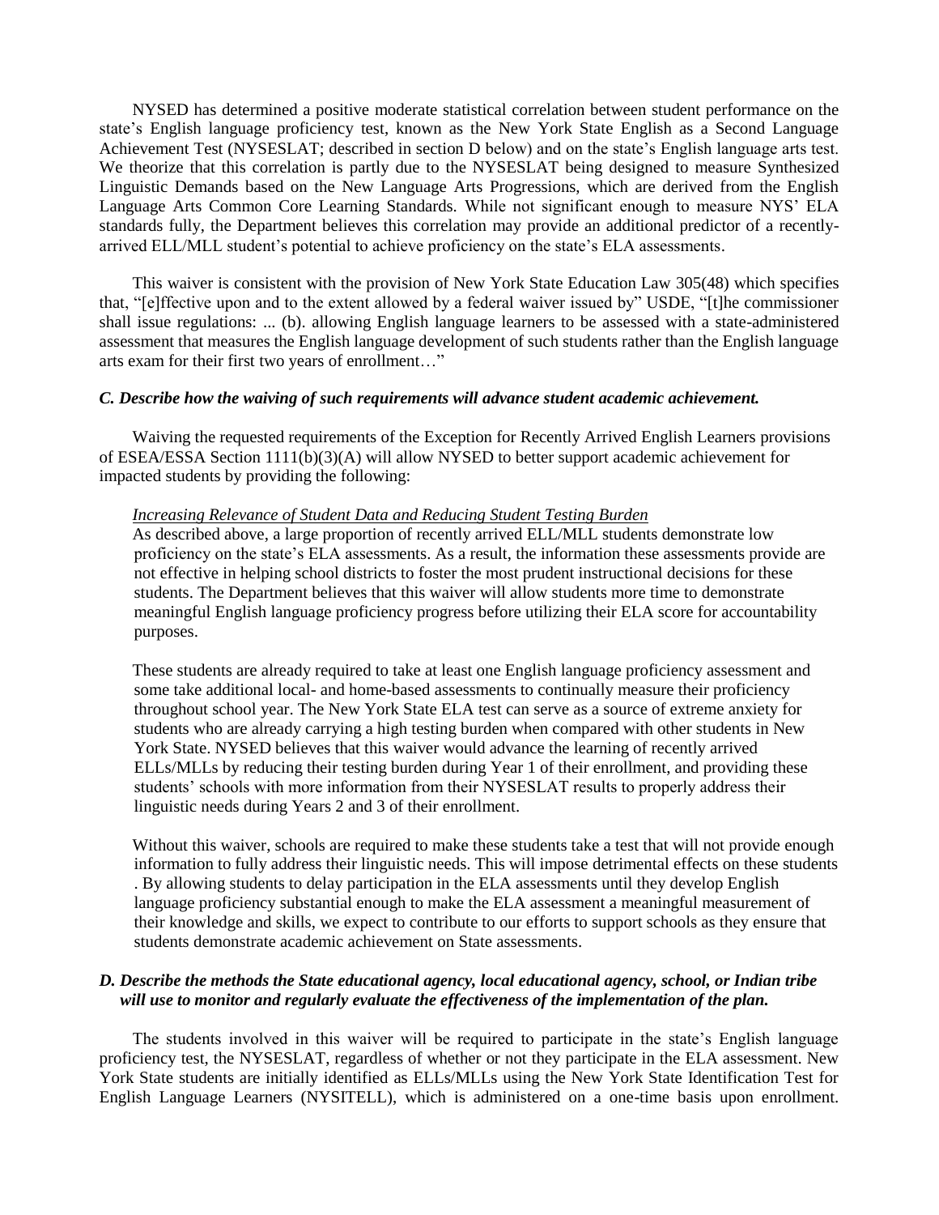NYSED has determined a positive moderate statistical correlation between student performance on the state's English language proficiency test, known as the New York State English as a Second Language Achievement Test (NYSESLAT; described in section D below) and on the state's English language arts test. We theorize that this correlation is partly due to the NYSESLAT being designed to measure Synthesized Linguistic Demands based on the New Language Arts Progressions, which are derived from the English Language Arts Common Core Learning Standards. While not significant enough to measure NYS' ELA standards fully, the Department believes this correlation may provide an additional predictor of a recently-arrived ELL/MLL student's potential to achieve proficiency on the state's ELA assessments.

This waiver is consistent with the provision of New York State Education Law 305(48) which specifies that, "[e]ffective upon and to the extent allowed by a federal waiver issued by" USDE, "[t]he commissioner shall issue regulations: ... (b). allowing English language learners to be assessed with a state-administered assessment that measures the English language development of such students rather than the English language arts exam for their first two years of enrollment…"

### *C. Describe how the waiving of such requirements will advance student academic achievement.*

Waiving the requested requirements of the Exception for Recently Arrived English Learners provisions of ESEA/ESSA Section 1111(b)(3)(A) will allow NYSED to better support academic achievement for impacted students by providing the following:

*Increasing Relevance of Student Data and Reducing Student Testing Burden*

As described above, a large proportion of recently arrived ELL/MLL students demonstrate low proficiency on the state's ELA assessments. As a result, the information these assessments provide are not effective in helping school districts to foster the most prudent instructional decisions for these students. The Department believes that this waiver will allow students more time to demonstrate meaningful English language proficiency progress before utilizing their ELA score for accountability purposes.

These students are already required to take at least one English language proficiency assessment and some take additional local- and home-based assessments to continually measure their proficiency throughout school year. The New York State ELA test can serve as a source of extreme anxiety for students who are already carrying a high testing burden when compared with other students in New York State. NYSED believes that this waiver would advance the learning of recently arrived ELLs/MLLs by reducing their testing burden during Year 1 of their enrollment, and providing these students' schools with more information from their NYSESLAT results to properly address their linguistic needs during Years 2 and 3 of their enrollment.

Without this waiver, schools are required to make these students take a test that will not provide enough information to fully address their linguistic needs. This will impose detrimental effects on these students . By allowing students to delay participation in the ELA assessments until they develop English language proficiency substantial enough to make the ELA assessment a meaningful measurement of their knowledge and skills, we expect to contribute to our efforts to support schools as they ensure that students demonstrate academic achievement on State assessments.

### *D. Describe the methods the State educational agency, local educational agency, school, or Indian tribe will use to monitor and regularly evaluate the effectiveness of the implementation of the plan.*

The students involved in this waiver will be required to participate in the state's English language proficiency test, the NYSESLAT, regardless of whether or not they participate in the ELA assessment. New York State students are initially identified as ELLs/MLLs using the New York State Identification Test for English Language Learners (NYSITELL), which is administered on a one-time basis upon enrollment.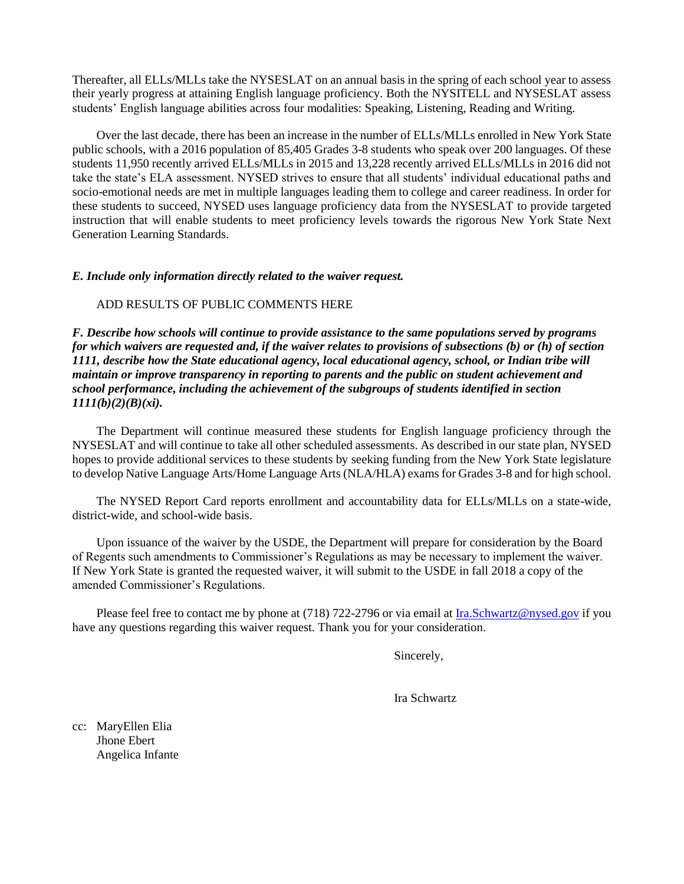Thereafter, all ELLs/MLLs take the NYSESLAT on an annual basis in the spring of each school year to assess their yearly progress at attaining English language proficiency. Both the NYSITELL and NYSESLAT assess students' English language abilities across four modalities: Speaking, Listening, Reading and Writing.

Over the last decade, there has been an increase in the number of ELLs/MLLs enrolled in New York State public schools, with a 2016 population of 85,405 Grades 3-8 students who speak over 200 languages. Of these students 11,950 recently arrived ELLs/MLLs in 2015 and 13,228 recently arrived ELLs/MLLs in 2016 did not take the state's ELA assessment. NYSED strives to ensure that all students' individual educational paths and socio-emotional needs are met in multiple languages leading them to college and career readiness. In order for these students to succeed, NYSED uses language proficiency data from the NYSESLAT to provide targeted instruction that will enable students to meet proficiency levels towards the rigorous New York State Next Generation Learning Standards.

***E. Include only information directly related to the waiver request.***

ADD RESULTS OF PUBLIC COMMENTS HERE

***F. Describe how schools will continue to provide assistance to the same populations served by programs for which waivers are requested and, if the waiver relates to provisions of subsections (b) or (h) of section 1111, describe how the State educational agency, local educational agency, school, or Indian tribe will maintain or improve transparency in reporting to parents and the public on student achievement and school performance, including the achievement of the subgroups of students identified in section 1111(b)(2)(B)(xi).***

The Department will continue measured these students for English language proficiency through the NYSESLAT and will continue to take all other scheduled assessments. As described in our state plan, NYSED hopes to provide additional services to these students by seeking funding from the New York State legislature to develop Native Language Arts/Home Language Arts (NLA/HLA) exams for Grades 3-8 and for high school.

The NYSED Report Card reports enrollment and accountability data for ELLs/MLLs on a state-wide, district-wide, and school-wide basis.

Upon issuance of the waiver by the USDE, the Department will prepare for consideration by the Board of Regents such amendments to Commissioner's Regulations as may be necessary to implement the waiver. If New York State is granted the requested waiver, it will submit to the USDE in fall 2018 a copy of the amended Commissioner's Regulations.

Please feel free to contact me by phone at (718) 722-2796 or via email at Ira.Schwartz@nysed.gov if you have any questions regarding this waiver request. Thank you for your consideration.

Sincerely,

Ira Schwartz

cc: MaryEllen Elia
Jhone Ebert
Angelica Infante